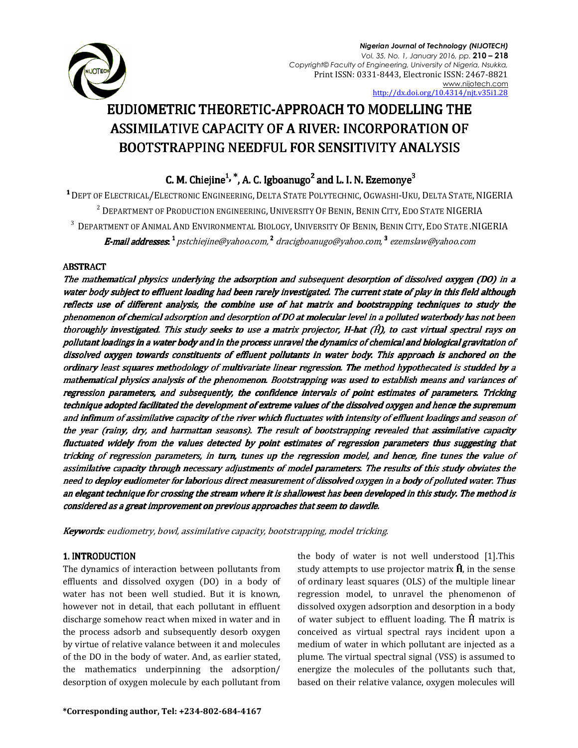# EUDIOMETRIC THEORETIC-APPROACH TO MODELLING THE ASSIMILATIVE CAPACITY OF A RIVER: INCORPORATION OF BOOTSTRAPPING NEEDFUL FOR SENSITIVITY ANALYSIS

**C. M. Chiejine[1,*], A. C. Igboanugo[2] and L. I. N. Ezemonye[3]**

[1] DEPT OF ELECTRICAL/ELECTRONIC ENGINEERING, DELTA STATE POLYTECHNIC, OGWASHI-UKU, DELTA STATE, NIGERIA

[2] DEPARTMENT OF PRODUCTION ENGINEERING, UNIVERSITY OF BENIN, BENIN CITY, EDO STATE NIGERIA

[3] DEPARTMENT OF ANIMAL AND ENVIRONMENTAL BIOLOGY, UNIVERSITY OF BENIN, BENIN CITY, EDO STATE .NIGERIA

***E-mail addresses:*** [1] *pstchiejine@yahoo.com,* [2] *dracigboanugo@yahoo.com,* [3] *ezemslaw@yahoo.com*

## ABSTRACT

*The mathematical physics underlying the adsorption and subsequent desorption of dissolved oxygen (DO) in a water body subject to effluent loading had been rarely investigated. The current state of play in this field although reflects use of different analysis, the combine use of hat matrix and bootstrapping techniques to study the phenomenon of chemical adsorption and desorption of DO at molecular level in a polluted waterbody has not been thoroughly investigated. This study seeks to use a matrix projector, H-hat ($\hat{H}$), to cast virtual spectral rays on pollutant loadings in a water body and in the process unravel the dynamics of chemical and biological gravitation of dissolved oxygen towards constituents of effluent pollutants in water body. This approach is anchored on the ordinary least squares methodology of multivariate linear regression. The method hypothecated is studded by a mathematical physics analysis of the phenomenon. Bootstrapping was used to establish means and variances of regression parameters, and subsequently, the confidence intervals of point estimates of parameters. Tricking technique adopted facilitated the development of extreme values of the dissolved oxygen and hence the supremum and infimum of assimilative capacity of the river which fluctuates with intensity of effluent loadings and season of the year (rainy, dry, and harmattan seasons). The result of bootstrapping revealed that assimilative capacity fluctuated widely from the values detected by point estimates of regression parameters thus suggesting that tricking of regression parameters, in turn, tunes up the regression model, and hence, fine tunes the value of assimilative capacity through necessary adjustments of model parameters. The results of this study obviates the need to deploy eudiometer for laborious direct measurement of dissolved oxygen in a body of polluted water. Thus an elegant technique for crossing the stream where it is shallowest has been developed in this study. The method is considered as a great improvement on previous approaches that seem to dawdle.*

***Keywords****: eudiometry, bowl, assimilative capacity, bootstrapping, model tricking.*

## 1. INTRODUCTION

The dynamics of interaction between pollutants from effluents and dissolved oxygen (DO) in a body of water has not been well studied. But it is known, however not in detail, that each pollutant in effluent discharge somehow react when mixed in water and in the process adsorb and subsequently desorb oxygen by virtue of relative valance between it and molecules of the DO in the body of water. And, as earlier stated, the mathematics underpinning the adsorption/ desorption of oxygen molecule by each pollutant from the body of water is not well understood [1].This study attempts to use projector matrix $\hat{\mathbf{H}}$, in the sense of ordinary least squares (OLS) of the multiple linear regression model, to unravel the phenomenon of dissolved oxygen adsorption and desorption in a body of water subject to effluent loading. The $\hat{\mathbf{H}}$ matrix is conceived as virtual spectral rays incident upon a medium of water in which pollutant are injected as a plume. The virtual spectral signal (VSS) is assumed to energize the molecules of the pollutants such that, based on their relative valance, oxygen molecules will

**\*Corresponding author, Tel: +234-802-684-4167**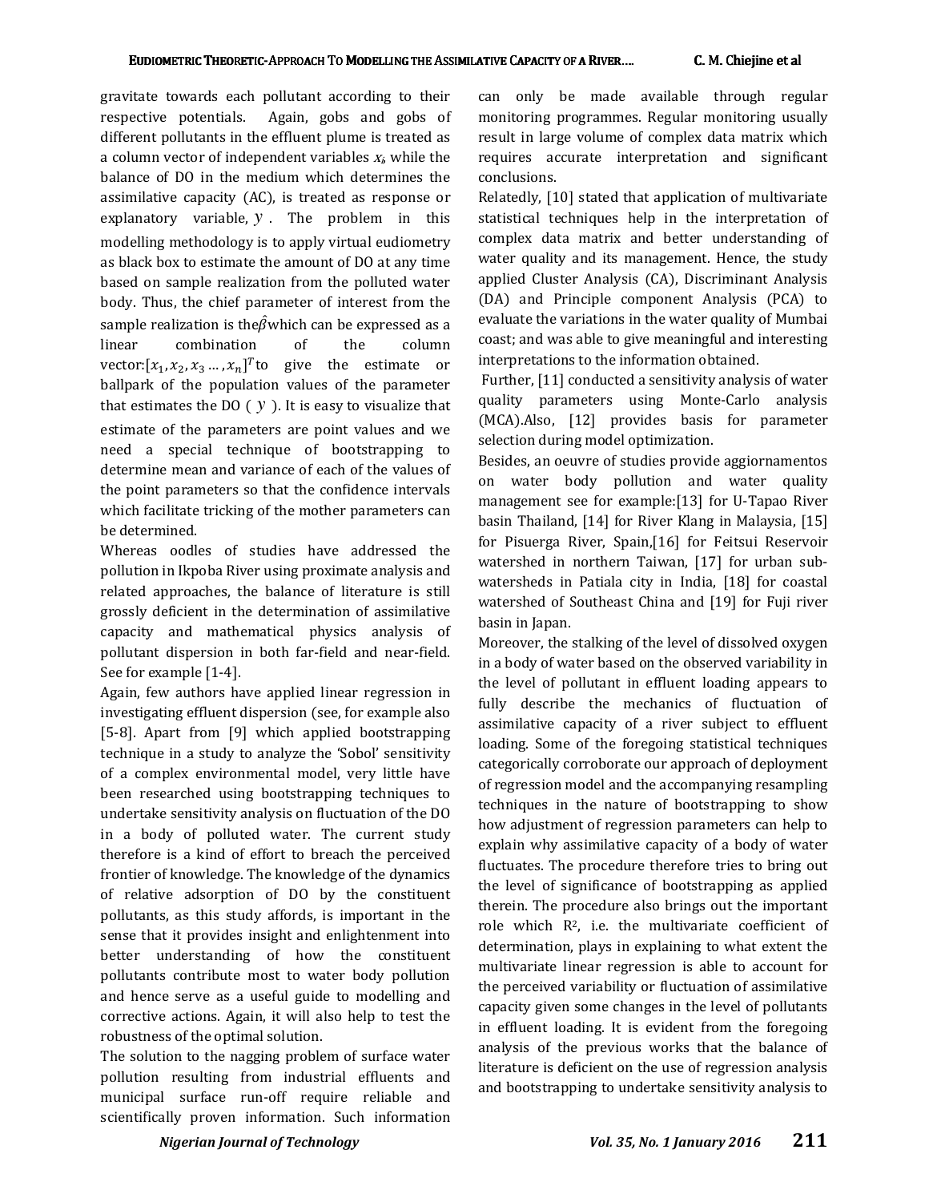gravitate towards each pollutant according to their respective potentials. Again, gobs and gobs of different pollutants in the effluent plume is treated as a column vector of independent variables $x_i$, while the balance of DO in the medium which determines the assimilative capacity (AC), is treated as response or explanatory variable, $y$ . The problem in this modelling methodology is to apply virtual eudiometry as black box to estimate the amount of DO at any time based on sample realization from the polluted water body. Thus, the chief parameter of interest from the sample realization is the $\hat{\beta}$ which can be expressed as a linear combination of the column vector: $[x_1, x_2, x_3 \ldots, x_n]^T$ to give the estimate or ballpark of the population values of the parameter that estimates the DO ( $y$ ). It is easy to visualize that estimate of the parameters are point values and we need a special technique of bootstrapping to determine mean and variance of each of the values of the point parameters so that the confidence intervals which facilitate tricking of the mother parameters can be determined.

Whereas oodles of studies have addressed the pollution in Ikpoba River using proximate analysis and related approaches, the balance of literature is still grossly deficient in the determination of assimilative capacity and mathematical physics analysis of pollutant dispersion in both far-field and near-field. See for example [1-4].

Again, few authors have applied linear regression in investigating effluent dispersion (see, for example also [5-8]. Apart from [9] which applied bootstrapping technique in a study to analyze the 'Sobol' sensitivity of a complex environmental model, very little have been researched using bootstrapping techniques to undertake sensitivity analysis on fluctuation of the DO in a body of polluted water. The current study therefore is a kind of effort to breach the perceived frontier of knowledge. The knowledge of the dynamics of relative adsorption of DO by the constituent pollutants, as this study affords, is important in the sense that it provides insight and enlightenment into better understanding of how the constituent pollutants contribute most to water body pollution and hence serve as a useful guide to modelling and corrective actions. Again, it will also help to test the robustness of the optimal solution.

The solution to the nagging problem of surface water pollution resulting from industrial effluents and municipal surface run-off require reliable and scientifically proven information. Such information can only be made available through regular monitoring programmes. Regular monitoring usually result in large volume of complex data matrix which requires accurate interpretation and significant conclusions.

Relatedly, [10] stated that application of multivariate statistical techniques help in the interpretation of complex data matrix and better understanding of water quality and its management. Hence, the study applied Cluster Analysis (CA), Discriminant Analysis (DA) and Principle component Analysis (PCA) to evaluate the variations in the water quality of Mumbai coast; and was able to give meaningful and interesting interpretations to the information obtained.

Further, [11] conducted a sensitivity analysis of water quality parameters using Monte-Carlo analysis (MCA).Also, [12] provides basis for parameter selection during model optimization.

Besides, an oeuvre of studies provide aggiornamentos on water body pollution and water quality management see for example:[13] for U-Tapao River basin Thailand, [14] for River Klang in Malaysia, [15] for Pisuerga River, Spain,[16] for Feitsui Reservoir watershed in northern Taiwan, [17] for urban sub-watersheds in Patiala city in India, [18] for coastal watershed of Southeast China and [19] for Fuji river basin in Japan.

Moreover, the stalking of the level of dissolved oxygen in a body of water based on the observed variability in the level of pollutant in effluent loading appears to fully describe the mechanics of fluctuation of assimilative capacity of a river subject to effluent loading. Some of the foregoing statistical techniques categorically corroborate our approach of deployment of regression model and the accompanying resampling techniques in the nature of bootstrapping to show how adjustment of regression parameters can help to explain why assimilative capacity of a body of water fluctuates. The procedure therefore tries to bring out the level of significance of bootstrapping as applied therein. The procedure also brings out the important role which $R^2$, i.e. the multivariate coefficient of determination, plays in explaining to what extent the multivariate linear regression is able to account for the perceived variability or fluctuation of assimilative capacity given some changes in the level of pollutants in effluent loading. It is evident from the foregoing analysis of the previous works that the balance of literature is deficient on the use of regression analysis and bootstrapping to undertake sensitivity analysis to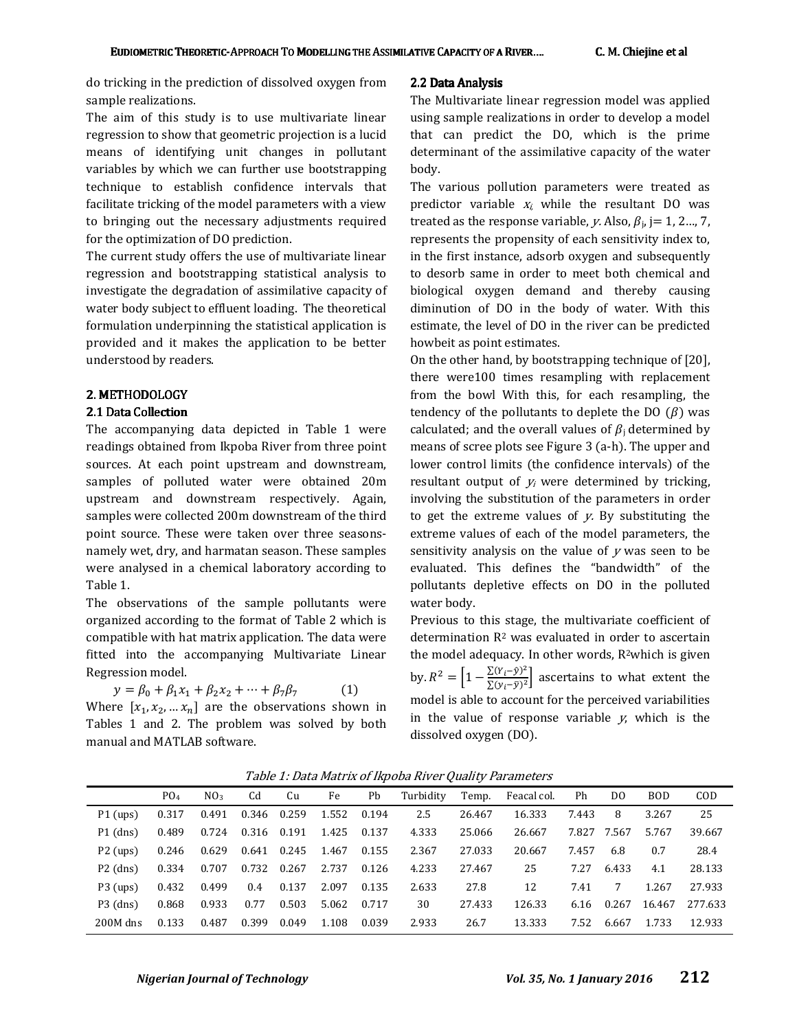do tricking in the prediction of dissolved oxygen from sample realizations.

The aim of this study is to use multivariate linear regression to show that geometric projection is a lucid means of identifying unit changes in pollutant variables by which we can further use bootstrapping technique to establish confidence intervals that facilitate tricking of the model parameters with a view to bringing out the necessary adjustments required for the optimization of DO prediction.

The current study offers the use of multivariate linear regression and bootstrapping statistical analysis to investigate the degradation of assimilative capacity of water body subject to effluent loading. The theoretical formulation underpinning the statistical application is provided and it makes the application to be better understood by readers.

## 2. METHODOLOGY

### 2.1 Data Collection

The accompanying data depicted in Table 1 were readings obtained from Ikpoba River from three point sources. At each point upstream and downstream, samples of polluted water were obtained 20m upstream and downstream respectively. Again, samples were collected 200m downstream of the third point source. These were taken over three seasons-namely wet, dry, and harmatan season. These samples were analysed in a chemical laboratory according to Table 1.

The observations of the sample pollutants were organized according to the format of Table 2 which is compatible with hat matrix application. The data were fitted into the accompanying Multivariate Linear Regression model.

$$y = \beta_0 + \beta_1 x_1 + \beta_2 x_2 + \cdots + \beta_7 \beta_7 \qquad (1)$$

Where $[x_1, x_2, \ldots x_n]$ are the observations shown in Tables 1 and 2. The problem was solved by both manual and MATLAB software.

### 2.2 Data Analysis

The Multivariate linear regression model was applied using sample realizations in order to develop a model that can predict the DO, which is the prime determinant of the assimilative capacity of the water body.

The various pollution parameters were treated as predictor variable $x_i$ while the resultant DO was treated as the response variable, $y$. Also, $\beta_j$, j= 1, 2..., 7, represents the propensity of each sensitivity index to, in the first instance, adsorb oxygen and subsequently to desorb same in order to meet both chemical and biological oxygen demand and thereby causing diminution of DO in the body of water. With this estimate, the level of DO in the river can be predicted howbeit as point estimates.

On the other hand, by bootstrapping technique of [20], there were100 times resampling with replacement from the bowl With this, for each resampling, the tendency of the pollutants to deplete the DO ($\beta$) was calculated; and the overall values of $\beta_j$ determined by means of scree plots see Figure 3 (a-h). The upper and lower control limits (the confidence intervals) of the resultant output of $y_i$ were determined by tricking, involving the substitution of the parameters in order to get the extreme values of $y$. By substituting the extreme values of each of the model parameters, the sensitivity analysis on the value of $y$ was seen to be evaluated. This defines the "bandwidth" of the pollutants depletive effects on DO in the polluted water body.

Previous to this stage, the multivariate coefficient of determination $R^2$ was evaluated in order to ascertain the model adequacy. In other words, $R^2$which is given by. $R^2 = \left[1 - \frac{\sum(Y_i - \hat{y})^2}{\sum(y_i - \bar{y})^2}\right]$ ascertains to what extent the model is able to account for the perceived variabilities in the value of response variable $y$, which is the dissolved oxygen (DO).

*Table 1: Data Matrix of Ikpoba River Quality Parameters*

| | $PO_4$ | $NO_3$ | Cd | Cu | Fe | Pb | Turbidity | Temp. | Feacal col. | Ph | DO | BOD | COD |
|---|---|---|---|---|---|---|---|---|---|---|---|---|---|
| P1 (ups) | 0.317 | 0.491 | 0.346 | 0.259 | 1.552 | 0.194 | 2.5 | 26.467 | 16.333 | 7.443 | 8 | 3.267 | 25 |
| P1 (dns) | 0.489 | 0.724 | 0.316 | 0.191 | 1.425 | 0.137 | 4.333 | 25.066 | 26.667 | 7.827 | 7.567 | 5.767 | 39.667 |
| P2 (ups) | 0.246 | 0.629 | 0.641 | 0.245 | 1.467 | 0.155 | 2.367 | 27.033 | 20.667 | 7.457 | 6.8 | 0.7 | 28.4 |
| P2 (dns) | 0.334 | 0.707 | 0.732 | 0.267 | 2.737 | 0.126 | 4.233 | 27.467 | 25 | 7.27 | 6.433 | 4.1 | 28.133 |
| P3 (ups) | 0.432 | 0.499 | 0.4 | 0.137 | 2.097 | 0.135 | 2.633 | 27.8 | 12 | 7.41 | 7 | 1.267 | 27.933 |
| P3 (dns) | 0.868 | 0.933 | 0.77 | 0.503 | 5.062 | 0.717 | 30 | 27.433 | 126.33 | 6.16 | 0.267 | 16.467 | 277.633 |
| 200M dns | 0.133 | 0.487 | 0.399 | 0.049 | 1.108 | 0.039 | 2.933 | 26.7 | 13.333 | 7.52 | 6.667 | 1.733 | 12.933 |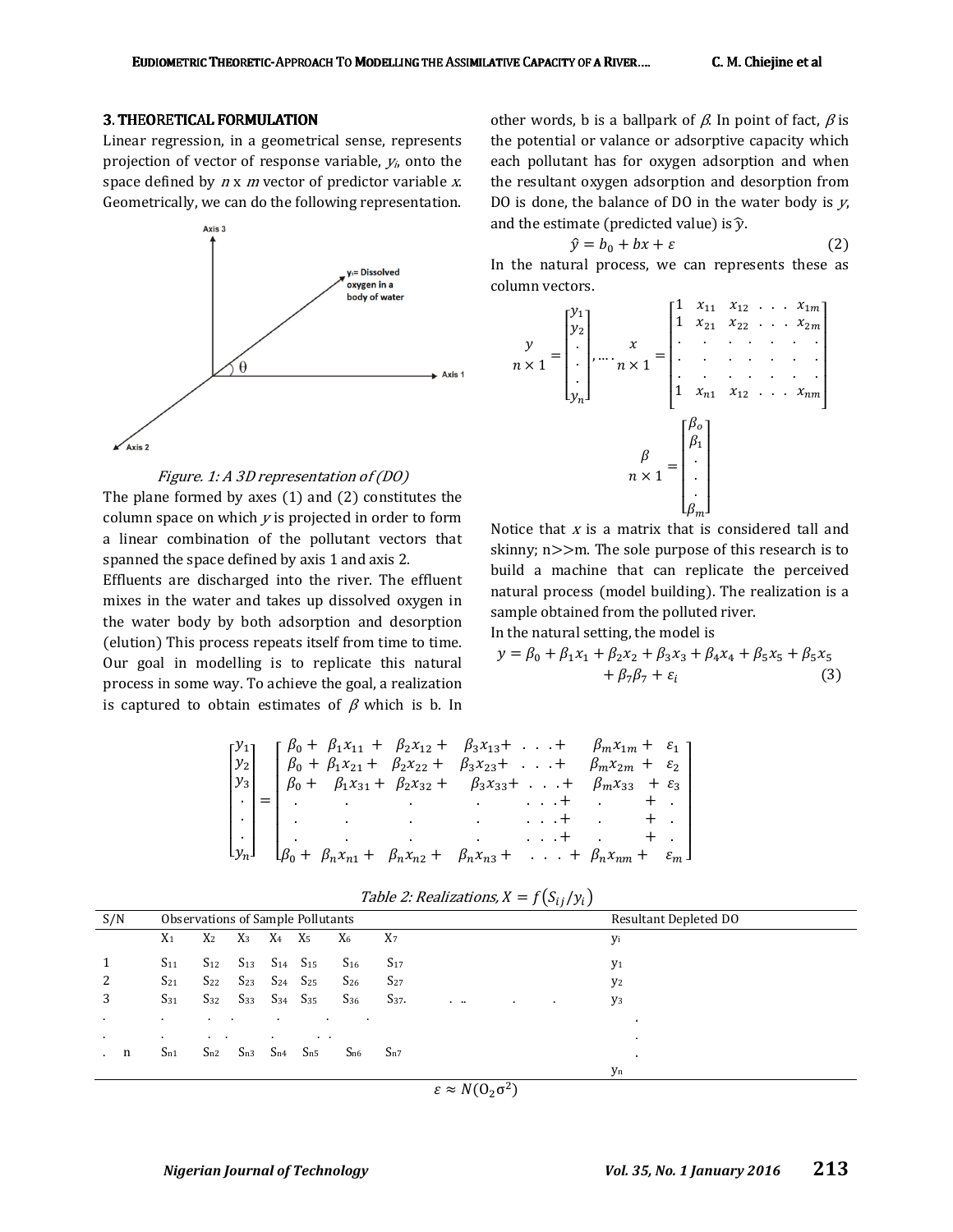## 3. THEORETICAL FORMULATION

Linear regression, in a geometrical sense, represents projection of vector of response variable, $y_i$, onto the space defined by $n$ x $m$ vector of predictor variable $x$. Geometrically, we can do the following representation.

*Figure. 1: A 3D representation of (DO)*

The plane formed by axes (1) and (2) constitutes the column space on which $y$ is projected in order to form a linear combination of the pollutant vectors that spanned the space defined by axis 1 and axis 2.

Effluents are discharged into the river. The effluent mixes in the water and takes up dissolved oxygen in the water body by both adsorption and desorption (elution) This process repeats itself from time to time. Our goal in modelling is to replicate this natural process in some way. To achieve the goal, a realization is captured to obtain estimates of $\beta$ which is b. In other words, b is a ballpark of $\beta$. In point of fact, $\beta$ is the potential or valance or adsorptive capacity which each pollutant has for oxygen adsorption and when the resultant oxygen adsorption and desorption from DO is done, the balance of DO in the water body is $y$, and the estimate (predicted value) is $\hat{y}$.

$$\hat{y} = b_0 + bx + \varepsilon \tag{2}$$

In the natural process, we can represents these as column vectors.

$$\underset{n\times 1}{y} = \begin{bmatrix} y_1 \\ y_2 \\ \cdot \\ \cdot \\ \cdot \\ y_n \end{bmatrix}, \ldots, \underset{n\times 1}{x} = \begin{bmatrix} 1 & x_{11} & x_{12} & . & . & . & x_{1m} \\ 1 & x_{21} & x_{22} & . & . & . & x_{2m} \\ . & . & . & . & . & . & . \\ . & . & . & . & . & . & . \\ . & . & . & . & . & . & . \\ 1 & x_{n1} & x_{12} & . & . & . & x_{nm} \end{bmatrix}$$

$$\underset{n\times 1}{\beta} = \begin{bmatrix} \beta_o \\ \beta_1 \\ \cdot \\ \cdot \\ \beta_m \end{bmatrix}$$

Notice that $x$ is a matrix that is considered tall and skinny; n>>m. The sole purpose of this research is to build a machine that can replicate the perceived natural process (model building). The realization is a sample obtained from the polluted river.

In the natural setting, the model is

$$y = \beta_0 + \beta_1 x_1 + \beta_2 x_2 + \beta_3 x_3 + \beta_4 x_4 + \beta_5 x_5 + \beta_5 x_5 + \beta_7 \beta_7 + \varepsilon_i \tag{3}$$

$$\begin{bmatrix} y_1 \\ y_2 \\ y_3 \\ \cdot \\ \cdot \\ \cdot \\ y_n \end{bmatrix} = \begin{bmatrix} \beta_0 + \beta_1 x_{11} + \beta_2 x_{12} + \beta_3 x_{13} + \ldots + \beta_m x_{1m} + \varepsilon_1 \\ \beta_0 + \beta_1 x_{21} + \beta_2 x_{22} + \beta_3 x_{23} + \ldots + \beta_m x_{2m} + \varepsilon_2 \\ \beta_0 + \beta_1 x_{31} + \beta_2 x_{32} + \beta_3 x_{33} + \ldots + \beta_m x_{33} + \varepsilon_3 \\ . \quad . \quad . \quad . \quad \ldots + \quad . \quad + \ . \\ . \quad . \quad . \quad . \quad \ldots + \quad . \quad + \ . \\ . \quad . \quad . \quad . \quad \ldots + \quad . \quad + \ . \\ \beta_0 + \beta_n x_{n1} + \beta_n x_{n2} + \beta_n x_{n3} + \ldots + \beta_n x_{nm} + \varepsilon_m \end{bmatrix}$$

*Table 2: Realizations, $X = f(S_{ij}/y_i)$*

| S/N | Observations of Sample Pollutants | | | | | | | Resultant Depleted DO |
|---|---|---|---|---|---|---|---|---|
| | $X_1$ | $X_2$ | $X_3$ | $X_4$ | $X_5$ | $X_6$ | $X_7$ | $y_i$ |
| 1 | $S_{11}$ | $S_{12}$ | $S_{13}$ | $S_{14}$ | $S_{15}$ | $S_{16}$ | $S_{17}$ | $y_1$ |
| 2 | $S_{21}$ | $S_{22}$ | $S_{23}$ | $S_{24}$ | $S_{25}$ | $S_{26}$ | $S_{27}$ | $y_2$ |
| 3 | $S_{31}$ | $S_{32}$ | $S_{33}$ | $S_{34}$ | $S_{35}$ | $S_{36}$ | $S_{37}$. . .. . . | $y_3$ |
| . | . | . . | | . | . | . | | . |
| . | . | . . | | . | . . | | | . |
| . n | $S_{n1}$ | $S_{n2}$ | $S_{n3}$ | $S_{n4}$ | $S_{n5}$ | $S_{n6}$ | $S_{n7}$ | . |
| | | | | | | | | $y_n$ |

$$\varepsilon \approx N(O_2\sigma^2)$$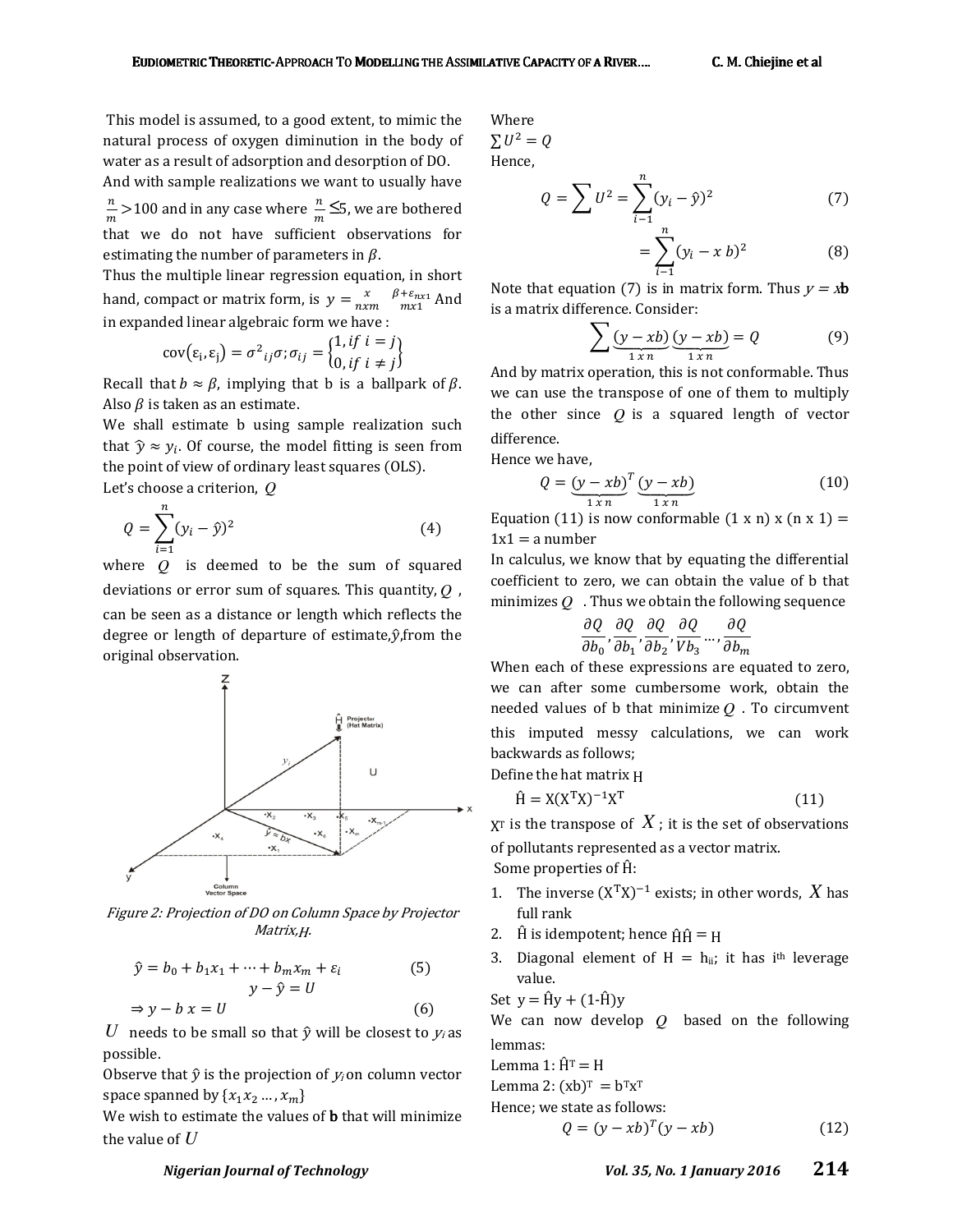This model is assumed, to a good extent, to mimic the natural process of oxygen diminution in the body of water as a result of adsorption and desorption of DO.

And with sample realizations we want to usually have $\frac{n}{m}$>100 and in any case where $\frac{n}{m}$ ≤5, we are bothered that we do not have sufficient observations for estimating the number of parameters in $\beta$.

Thus the multiple linear regression equation, in short hand, compact or matrix form, is $y = \underset{nxm}{x} \quad \underset{mx1}{\beta + \varepsilon_{nx1}}$ And in expanded linear algebraic form we have :

$$\text{cov}(\varepsilon_i, \varepsilon_j) = \sigma^2{}_{ij}\sigma; \sigma_{ij} = \begin{Bmatrix} 1, if\ i = j \\ 0, if\ i \neq j \end{Bmatrix}$$

Recall that $b \approx \beta$, implying that b is a ballpark of $\beta$. Also $\beta$ is taken as an estimate.

We shall estimate b using sample realization such that $\hat{y} \approx y_i$. Of course, the model fitting is seen from the point of view of ordinary least squares (OLS).

Let's choose a criterion, $Q$

$$Q = \sum_{i=1}^{n}(y_i - \hat{y})^2 \tag{4}$$

where $Q$ is deemed to be the sum of squared deviations or error sum of squares. This quantity, $Q$ , can be seen as a distance or length which reflects the degree or length of departure of estimate,$\hat{y}$,from the original observation.

*Figure 2: Projection of DO on Column Space by Projector Matrix,H.*

$$\hat{y} = b_0 + b_1x_1 + \cdots + b_mx_m + \varepsilon_i \tag{5}$$

$$y - \hat{y} = U$$

$$\Rightarrow y - b\ x = U \tag{6}$$

$U$ needs to be small so that $\hat{y}$ will be closest to $y_i$ as possible.

Observe that $\hat{y}$ is the projection of $y_i$ on column vector space spanned by $\{x_1x_2 \ldots, x_m\}$

We wish to estimate the values of **b** that will minimize the value of $U$

Where

$\sum U^2 = Q$

Hence,

$$Q = \sum U^2 = \sum_{i-1}^{n}(y_i - \hat{y})^2 \tag{7}$$

$$= \sum_{i-1}^{n}(y_i - x\ b)^2 \tag{8}$$

Note that equation (7) is in matrix form. Thus $y = x\mathbf{b}$ is a matrix difference. Consider:

$$\sum \underbrace{(y - xb)}_{1\,x\,n}\underbrace{(y - xb)}_{1\,x\,n} = Q \tag{9}$$

And by matrix operation, this is not conformable. Thus we can use the transpose of one of them to multiply the other since $Q$ is a squared length of vector difference.

Hence we have,

$$Q = \underbrace{(y - xb)^T}_{1\,x\,n}\underbrace{(y - xb)}_{1\,x\,n} \tag{10}$$

Equation (11) is now conformable (1 x n) x (n x 1) = 1x1 = a number

In calculus, we know that by equating the differential coefficient to zero, we can obtain the value of b that minimizes $Q$ . Thus we obtain the following sequence

$$\frac{\partial Q}{\partial b_0}, \frac{\partial Q}{\partial b_1}, \frac{\partial Q}{\partial b_2}, \frac{\partial Q}{Vb_3} \ldots, \frac{\partial Q}{\partial b_m}$$

When each of these expressions are equated to zero, we can after some cumbersome work, obtain the needed values of b that minimize $Q$ . To circumvent this imputed messy calculations, we can work backwards as follows;

Define the hat matrix H

$$\hat{H} = X(X^TX)^{-1}X^T \tag{11}$$

$X^T$ is the transpose of $X$ ; it is the set of observations of pollutants represented as a vector matrix.

Some properties of $\hat{H}$:

1. The inverse $(X^TX)^{-1}$ exists; in other words, $X$ has full rank
2. $\hat{H}$ is idempotent; hence $\hat{H}\hat{H} = H$
3. Diagonal element of H = $h_{ii}$; it has $i^{th}$ leverage value.

Set $y = \hat{H}y + (1\text{-}\hat{H})y$

We can now develop $Q$ based on the following lemmas:

Lemma 1: $\hat{H}^T = H$

Lemma 2: $(xb)^T = b^Tx^T$

Hence; we state as follows:

$$Q = (y - xb)^T(y - xb) \tag{12}$$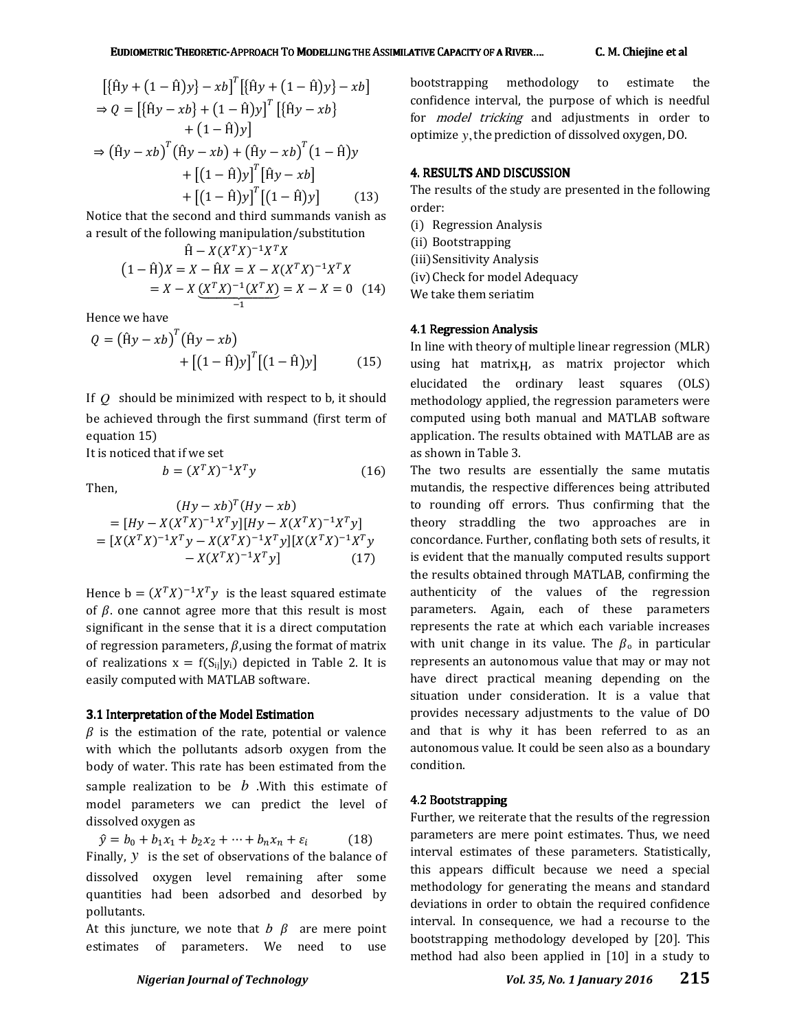$$[\{\hat{H}y + (1-\hat{H})y\} - xb]^T[\{\hat{H}y + (1-\hat{H})y\} - xb]$$

$$\Rightarrow Q = [\{\hat{H}y - xb\} + (1-\hat{H})y]^T [\{\hat{H}y - xb\} + (1-\hat{H})y]$$

$$\Rightarrow (\hat{H}y - xb)^T(\hat{H}y - xb) + (\hat{H}y - xb)^T(1-\hat{H})y + [(1-\hat{H})y]^T[\hat{H}y - xb] + [(1-\hat{H})y]^T[(1-\hat{H})y] \quad (13)$$

Notice that the second and third summands vanish as a result of the following manipulation/substitution

$$\hat{H} - X(X^TX)^{-1}X^TX$$

$$(1-\hat{H})X = X - \hat{H}X = X - X(X^TX)^{-1}X^TX$$

$$= X - X\underbrace{(X^TX)^{-1}(X^TX)}_{-1} = X - X = 0 \quad (14)$$

Hence we have

$$Q = (\hat{H}y - xb)^T(\hat{H}y - xb) + [(1-\hat{H})y]^T[(1-\hat{H})y] \quad (15)$$

If $Q$ should be minimized with respect to b, it should be achieved through the first summand (first term of equation 15)

It is noticed that if we set

$$b = (X^TX)^{-1}X^Ty \quad (16)$$

Then,

$$(Hy - xb)^T(Hy - xb)$$
$$= [Hy - X(X^TX)^{-1}X^Ty][Hy - X(X^TX)^{-1}X^Ty]$$
$$= [X(X^TX)^{-1}X^Ty - X(X^TX)^{-1}X^Ty][X(X^TX)^{-1}X^Ty - X(X^TX)^{-1}X^Ty] \quad (17)$$

Hence $b = (X^TX)^{-1}X^Ty$ is the least squared estimate of $\beta$. one cannot agree more that this result is most significant in the sense that it is a direct computation of regression parameters, $\beta$, using the format of matrix of realizations $x = f(S_{ij}|y_i)$ depicted in Table 2. It is easily computed with MATLAB software.

### 3.1 Interpretation of the Model Estimation

$\beta$ is the estimation of the rate, potential or valence with which the pollutants adsorb oxygen from the body of water. This rate has been estimated from the sample realization to be $b$. With this estimate of model parameters we can predict the level of dissolved oxygen as

$$\hat{y} = b_0 + b_1x_1 + b_2x_2 + \cdots + b_nx_n + \varepsilon_i \quad (18)$$

Finally, $y$ is the set of observations of the balance of dissolved oxygen level remaining after some quantities had been adsorbed and desorbed by pollutants.

At this juncture, we note that $b$ $\beta$ are mere point estimates of parameters. We need to use bootstrapping methodology to estimate the confidence interval, the purpose of which is needful for *model tricking* and adjustments in order to optimize $y$, the prediction of dissolved oxygen, DO.

## 4. RESULTS AND DISCUSSION

The results of the study are presented in the following order:

(i) Regression Analysis
(ii) Bootstrapping
(iii) Sensitivity Analysis
(iv) Check for model Adequacy

We take them seriatim

### 4.1 Regression Analysis

In line with theory of multiple linear regression (MLR) using hat matrix, H, as matrix projector which elucidated the ordinary least squares (OLS) methodology applied, the regression parameters were computed using both manual and MATLAB software application. The results obtained with MATLAB are as as shown in Table 3.

The two results are essentially the same mutatis mutandis, the respective differences being attributed to rounding off errors. Thus confirming that the theory straddling the two approaches are in concordance. Further, conflating both sets of results, it is evident that the manually computed results support the results obtained through MATLAB, confirming the authenticity of the values of the regression parameters. Again, each of these parameters represents the rate at which each variable increases with unit change in its value. The $\beta_o$ in particular represents an autonomous value that may or may not have direct practical meaning depending on the situation under consideration. It is a value that provides necessary adjustments to the value of DO and that is why it has been referred to as an autonomous value. It could be seen also as a boundary condition.

### 4.2 Bootstrapping

Further, we reiterate that the results of the regression parameters are mere point estimates. Thus, we need interval estimates of these parameters. Statistically, this appears difficult because we need a special methodology for generating the means and standard deviations in order to obtain the required confidence interval. In consequence, we had a recourse to the bootstrapping methodology developed by [20]. This method had also been applied in [10] in a study to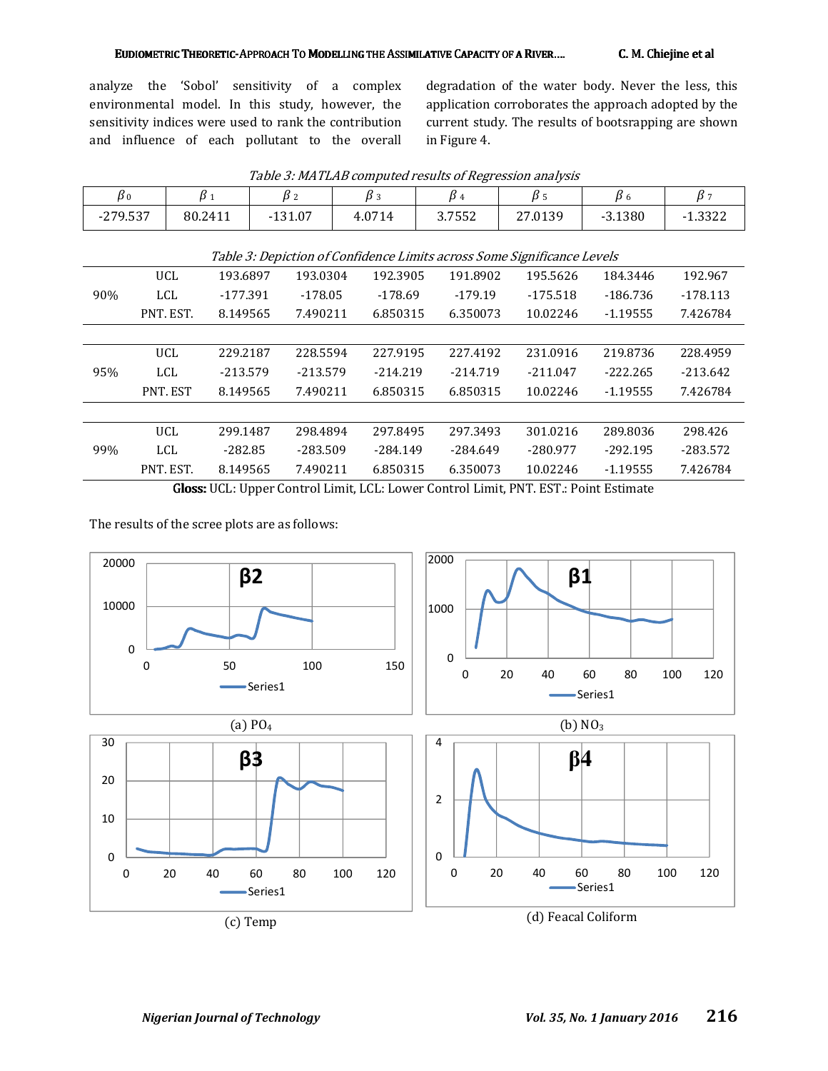analyze the 'Sobol' sensitivity of a complex environmental model. In this study, however, the sensitivity indices were used to rank the contribution and influence of each pollutant to the overall degradation of the water body. Never the less, this application corroborates the approach adopted by the current study. The results of bootsrapping are shown in Figure 4.

*Table 3: MATLAB computed results of Regression analysis*

| $\beta_0$ | $\beta_1$ | $\beta_2$ | $\beta_3$ | $\beta_4$ | $\beta_5$ | $\beta_6$ | $\beta_7$ |
|---|---|---|---|---|---|---|---|
| -279.537 | 80.2411 | -131.07 | 4.0714 | 3.7552 | 27.0139 | -3.1380 | -1.3322 |

*Table 3: Depiction of Confidence Limits across Some Significance Levels*

| | | | | | | | | |
|---|---|---|---|---|---|---|---|---|
| 90% | UCL | 193.6897 | 193.0304 | 192.3905 | 191.8902 | 195.5626 | 184.3446 | 192.967 |
| | LCL | -177.391 | -178.05 | -178.69 | -179.19 | -175.518 | -186.736 | -178.113 |
| | PNT. EST. | 8.149565 | 7.490211 | 6.850315 | 6.350073 | 10.02246 | -1.19555 | 7.426784 |
| 95% | UCL | 229.2187 | 228.5594 | 227.9195 | 227.4192 | 231.0916 | 219.8736 | 228.4959 |
| | LCL | -213.579 | -213.579 | -214.219 | -214.719 | -211.047 | -222.265 | -213.642 |
| | PNT. EST | 8.149565 | 7.490211 | 6.850315 | 6.850315 | 10.02246 | -1.19555 | 7.426784 |
| 99% | UCL | 299.1487 | 298.4894 | 297.8495 | 297.3493 | 301.0216 | 289.8036 | 298.426 |
| | LCL | -282.85 | -283.509 | -284.149 | -284.649 | -280.977 | -292.195 | -283.572 |
| | PNT. EST. | 8.149565 | 7.490211 | 6.850315 | 6.350073 | 10.02246 | -1.19555 | 7.426784 |

**Gloss:** UCL: Upper Control Limit, LCL: Lower Control Limit, PNT. EST.: Point Estimate

The results of the scree plots are as follows:

(a) $PO_4$

(b) $NO_3$

(c) Temp

(d) Feacal Coliform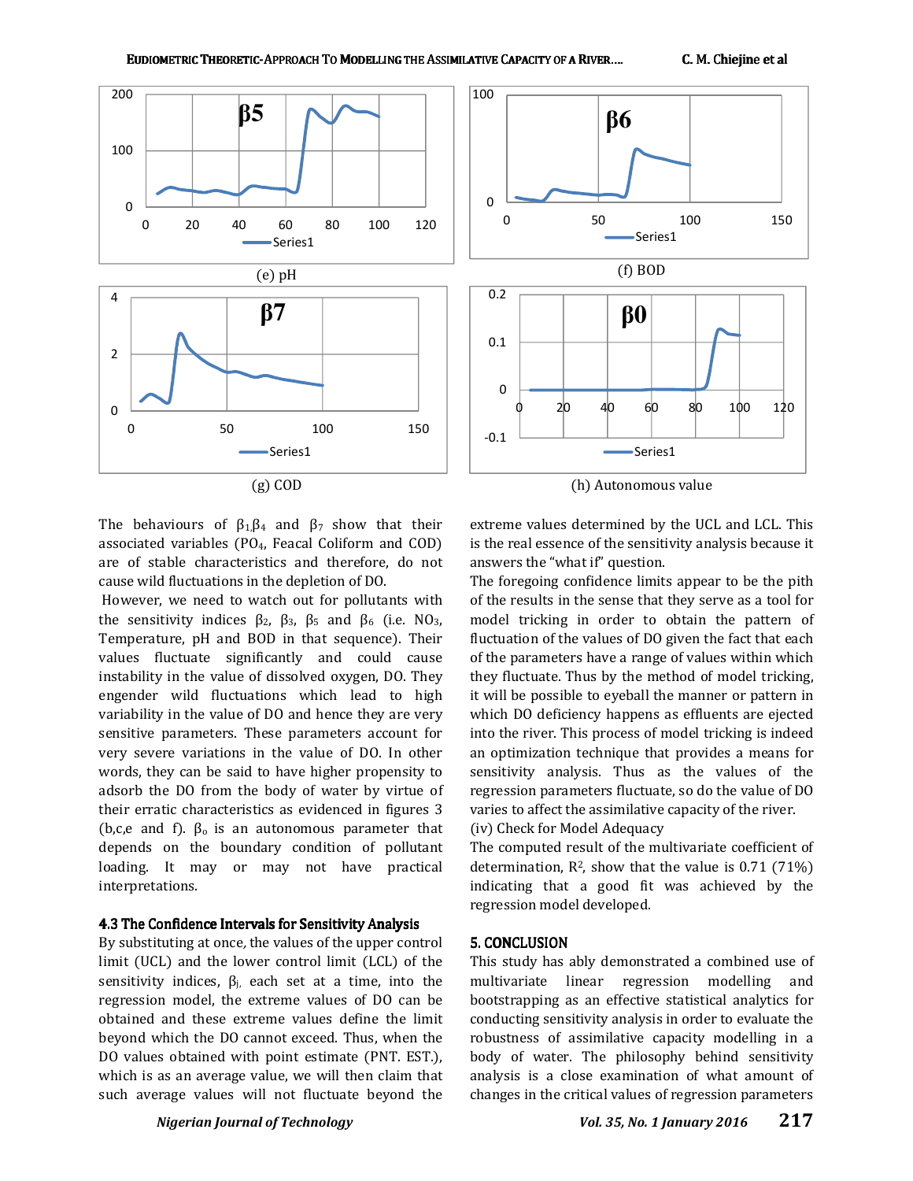200

β5

100

0

0 20 40 60 80 100 120

Series1

(e) pH

100

β6

0

0 50 100 150

Series1

(f) BOD

4

β7

2

0

0 50 100 150

Series1

(g) COD

0.2

β0

0.1

0

0 20 40 60 80 100 120

-0.1

Series1

(h) Autonomous value

The behaviours of $\beta_1$,$\beta_4$ and $\beta_7$ show that their associated variables ($PO_4$, Feacal Coliform and COD) are of stable characteristics and therefore, do not cause wild fluctuations in the depletion of DO.

However, we need to watch out for pollutants with the sensitivity indices $\beta_2$, $\beta_3$, $\beta_5$ and $\beta_6$ (i.e. $NO_3$, Temperature, pH and BOD in that sequence). Their values fluctuate significantly and could cause instability in the value of dissolved oxygen, DO. They engender wild fluctuations which lead to high variability in the value of DO and hence they are very sensitive parameters. These parameters account for very severe variations in the value of DO. In other words, they can be said to have higher propensity to adsorb the DO from the body of water by virtue of their erratic characteristics as evidenced in figures 3 (b,c,e and f). $\beta_o$ is an autonomous parameter that depends on the boundary condition of pollutant loading. It may or may not have practical interpretations.

### 4.3 The Confidence Intervals for Sensitivity Analysis

By substituting at once, the values of the upper control limit (UCL) and the lower control limit (LCL) of the sensitivity indices, $\beta_j$, each set at a time, into the regression model, the extreme values of DO can be obtained and these extreme values define the limit beyond which the DO cannot exceed. Thus, when the DO values obtained with point estimate (PNT. EST.), which is as an average value, we will then claim that such average values will not fluctuate beyond the extreme values determined by the UCL and LCL. This is the real essence of the sensitivity analysis because it answers the "what if" question.

The foregoing confidence limits appear to be the pith of the results in the sense that they serve as a tool for model tricking in order to obtain the pattern of fluctuation of the values of DO given the fact that each of the parameters have a range of values within which they fluctuate. Thus by the method of model tricking, it will be possible to eyeball the manner or pattern in which DO deficiency happens as effluents are ejected into the river. This process of model tricking is indeed an optimization technique that provides a means for sensitivity analysis. Thus as the values of the regression parameters fluctuate, so do the value of DO varies to affect the assimilative capacity of the river.

(iv) Check for Model Adequacy

The computed result of the multivariate coefficient of determination, $R^2$, show that the value is 0.71 (71%) indicating that a good fit was achieved by the regression model developed.

## 5. CONCLUSION

This study has ably demonstrated a combined use of multivariate linear regression modelling and bootstrapping as an effective statistical analytics for conducting sensitivity analysis in order to evaluate the robustness of assimilative capacity modelling in a body of water. The philosophy behind sensitivity analysis is a close examination of what amount of changes in the critical values of regression parameters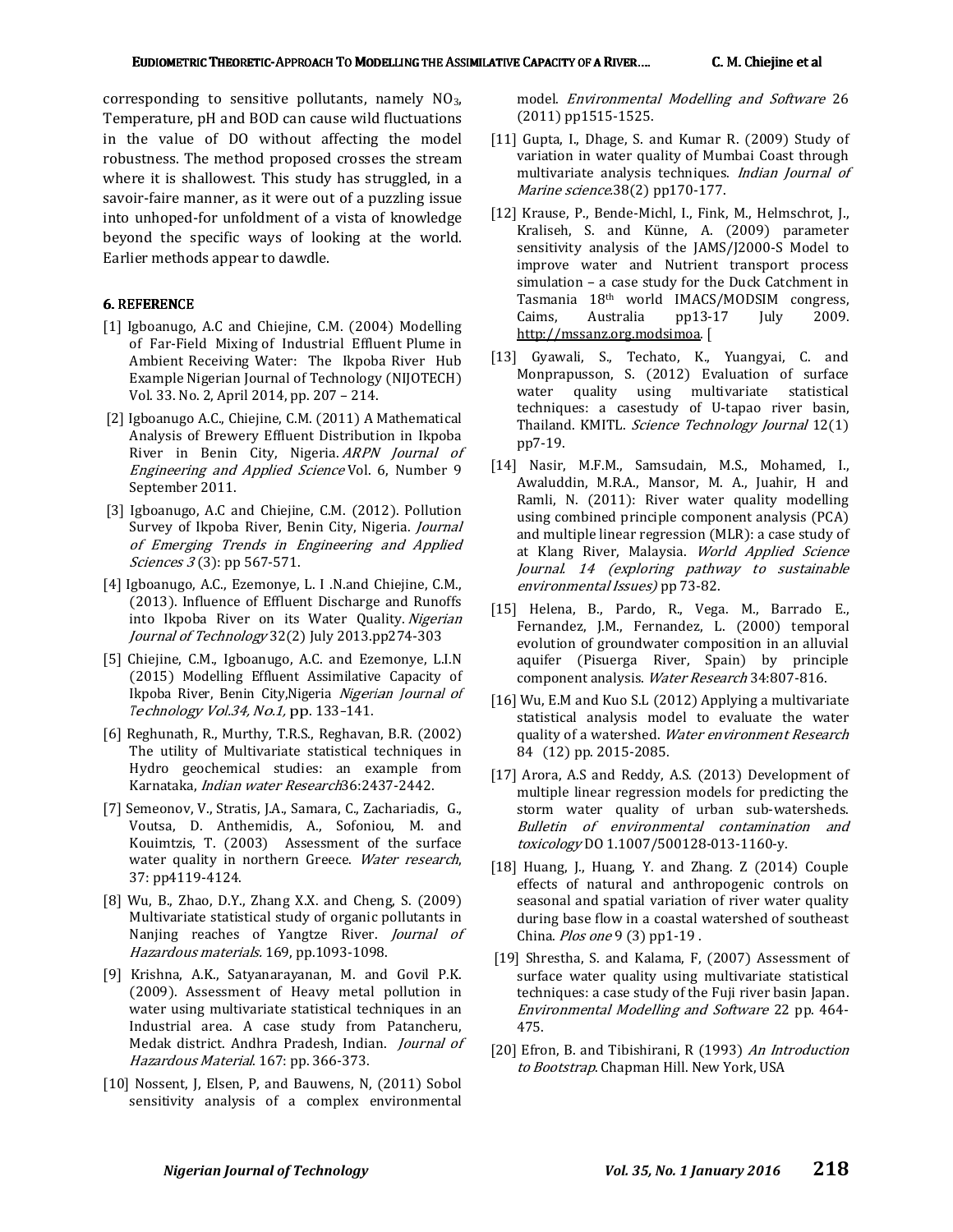corresponding to sensitive pollutants, namely $NO_3$, Temperature, pH and BOD can cause wild fluctuations in the value of DO without affecting the model robustness. The method proposed crosses the stream where it is shallowest. This study has struggled, in a savoir-faire manner, as it were out of a puzzling issue into unhoped-for unfoldment of a vista of knowledge beyond the specific ways of looking at the world. Earlier methods appear to dawdle.

## 6. REFERENCE

[1] Igboanugo, A.C and Chiejine, C.M. (2004) Modelling of Far-Field Mixing of Industrial Effluent Plume in Ambient Receiving Water: The Ikpoba River Hub Example Nigerian Journal of Technology (NIJOTECH) Vol. 33. No. 2, April 2014, pp. 207 – 214.

[2] Igboanugo A.C., Chiejine, C.M. (2011) A Mathematical Analysis of Brewery Effluent Distribution in Ikpoba River in Benin City, Nigeria. *ARPN Journal of Engineering and Applied Science* Vol. 6, Number 9 September 2011.

[3] Igboanugo, A.C and Chiejine, C.M. (2012). Pollution Survey of Ikpoba River, Benin City, Nigeria. *Journal of Emerging Trends in Engineering and Applied Sciences 3* (3): pp 567-571.

[4] Igboanugo, A.C., Ezemonye, L. I .N.and Chiejine, C.M., (2013). Influence of Effluent Discharge and Runoffs into Ikpoba River on its Water Quality. *Nigerian Journal of Technology* 32(2) July 2013.pp274-303

[5] Chiejine, C.M., Igboanugo, A.C. and Ezemonye, L.I.N (2015) Modelling Effluent Assimilative Capacity of Ikpoba River, Benin City,Nigeria *Nigerian Journal of Technology Vol.34, No.1,* pp. 133–141.

[6] Reghunath, R., Murthy, T.R.S., Reghavan, B.R. (2002) The utility of Multivariate statistical techniques in Hydro geochemical studies: an example from Karnataka, *Indian water Research*36:2437-2442.

[7] Semeonov, V., Stratis, J.A., Samara, C., Zachariadis, G., Voutsa, D. Anthemidis, A., Sofoniou, M. and Kouimtzis, T. (2003) Assessment of the surface water quality in northern Greece. *Water research*, 37: pp4119-4124.

[8] Wu, B., Zhao, D.Y., Zhang X.X. and Cheng, S. (2009) Multivariate statistical study of organic pollutants in Nanjing reaches of Yangtze River. *Journal of Hazardous materials.* 169, pp.1093-1098.

[9] Krishna, A.K., Satyanarayanan, M. and Govil P.K. (2009). Assessment of Heavy metal pollution in water using multivariate statistical techniques in an Industrial area. A case study from Patancheru, Medak district. Andhra Pradesh, Indian. *Journal of Hazardous Material.* 167: pp. 366-373.

[10] Nossent, J, Elsen, P, and Bauwens, N, (2011) Sobol sensitivity analysis of a complex environmental model. *Environmental Modelling and Software* 26 (2011) pp1515-1525.

[11] Gupta, I., Dhage, S. and Kumar R. (2009) Study of variation in water quality of Mumbai Coast through multivariate analysis techniques. *Indian Journal of Marine science*.38(2) pp170-177.

[12] Krause, P., Bende-Michl, I., Fink, M., Helmschrot, J., Kraliseh, S. and Künne, A. (2009) parameter sensitivity analysis of the JAMS/J2000-S Model to improve water and Nutrient transport process simulation – a case study for the Duck Catchment in Tasmania 18th world IMACS/MODSIM congress, Caims, Australia pp13-17 July 2009. http://mssanz.org.modsimoa. [

[13] Gyawali, S., Techato, K., Yuangyai, C. and Monprapusson, S. (2012) Evaluation of surface water quality using multivariate statistical techniques: a casestudy of U-tapao river basin, Thailand. KMITL. *Science Technology Journal* 12(1) pp7-19.

[14] Nasir, M.F.M., Samsudain, M.S., Mohamed, I., Awaluddin, M.R.A., Mansor, M. A., Juahir, H and Ramli, N. (2011): River water quality modelling using combined principle component analysis (PCA) and multiple linear regression (MLR): a case study of at Klang River, Malaysia. *World Applied Science Journal. 14 (exploring pathway to sustainable environmental Issues)* pp 73-82.

[15] Helena, B., Pardo, R., Vega. M., Barrado E., Fernandez, J.M., Fernandez, L. (2000) temporal evolution of groundwater composition in an alluvial aquifer (Pisuerga River, Spain) by principle component analysis. *Water Research* 34:807-816.

[16] Wu, E.M and Kuo S.L (2012) Applying a multivariate statistical analysis model to evaluate the water quality of a watershed. *Water environment Research* 84 (12) pp. 2015-2085.

[17] Arora, A.S and Reddy, A.S. (2013) Development of multiple linear regression models for predicting the storm water quality of urban sub-watersheds. *Bulletin of environmental contamination and toxicology* DO 1.1007/500128-013-1160-y.

[18] Huang, J., Huang, Y. and Zhang. Z (2014) Couple effects of natural and anthropogenic controls on seasonal and spatial variation of river water quality during base flow in a coastal watershed of southeast China. *Plos one* 9 (3) pp1-19 .

[19] Shrestha, S. and Kalama, F, (2007) Assessment of surface water quality using multivariate statistical techniques: a case study of the Fuji river basin Japan. *Environmental Modelling and Software* 22 pp. 464-475.

[20] Efron, B. and Tibishirani, R (1993) *An Introduction to Bootstrap*. Chapman Hill. New York, USA